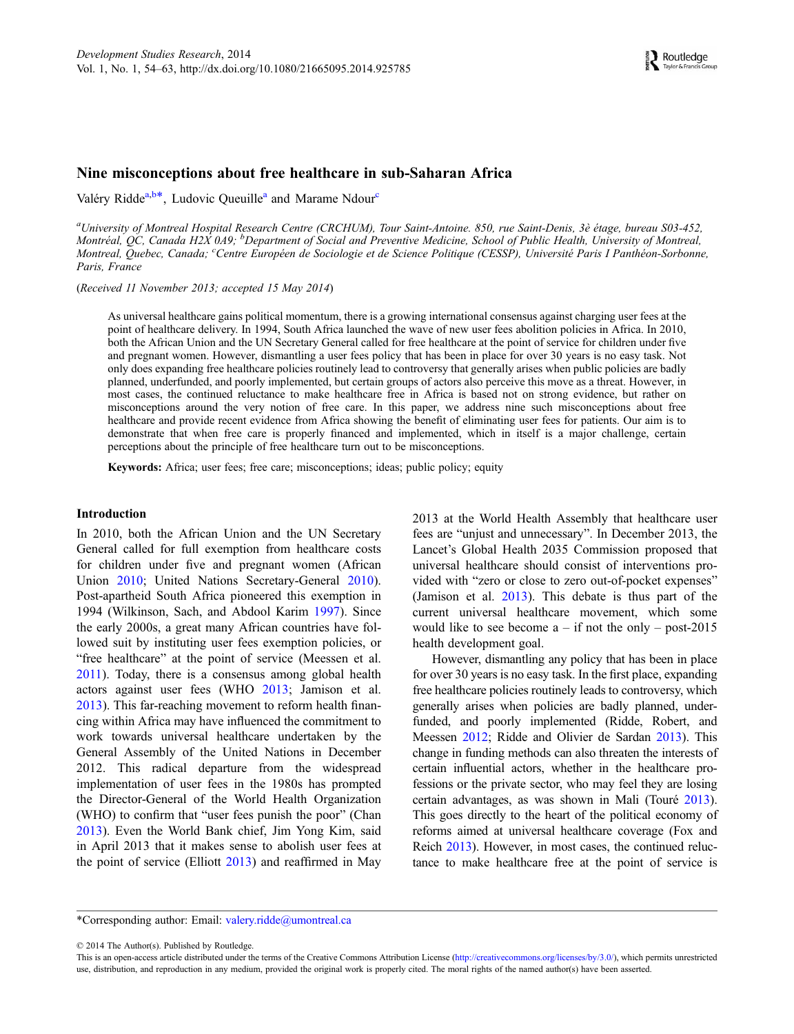# Nine misconceptions about free healthcare in sub-Saharan Africa

Valéry Ridde[a,b]*, Ludovic Queuille[a] and Marame Ndour[c]

[a]*University of Montreal Hospital Research Centre (CRCHUM), Tour Saint-Antoine. 850, rue Saint-Denis, 3è étage, bureau S03-452, Montréal, QC, Canada H2X 0A9;* [b]*Department of Social and Preventive Medicine, School of Public Health, University of Montreal, Montreal, Quebec, Canada;* [c]*Centre Européen de Sociologie et de Science Politique (CESSP), Université Paris I Panthéon-Sorbonne, Paris, France*

(*Received 11 November 2013; accepted 15 May 2014*)

As universal healthcare gains political momentum, there is a growing international consensus against charging user fees at the point of healthcare delivery. In 1994, South Africa launched the wave of new user fees abolition policies in Africa. In 2010, both the African Union and the UN Secretary General called for free healthcare at the point of service for children under five and pregnant women. However, dismantling a user fees policy that has been in place for over 30 years is no easy task. Not only does expanding free healthcare policies routinely lead to controversy that generally arises when public policies are badly planned, underfunded, and poorly implemented, but certain groups of actors also perceive this move as a threat. However, in most cases, the continued reluctance to make healthcare free in Africa is based not on strong evidence, but rather on misconceptions around the very notion of free care. In this paper, we address nine such misconceptions about free healthcare and provide recent evidence from Africa showing the benefit of eliminating user fees for patients. Our aim is to demonstrate that when free care is properly financed and implemented, which in itself is a major challenge, certain perceptions about the principle of free healthcare turn out to be misconceptions.

**Keywords:** Africa; user fees; free care; misconceptions; ideas; public policy; equity

## Introduction

In 2010, both the African Union and the UN Secretary General called for full exemption from healthcare costs for children under five and pregnant women (African Union 2010; United Nations Secretary-General 2010). Post-apartheid South Africa pioneered this exemption in 1994 (Wilkinson, Sach, and Abdool Karim 1997). Since the early 2000s, a great many African countries have followed suit by instituting user fees exemption policies, or "free healthcare" at the point of service (Meessen et al. 2011). Today, there is a consensus among global health actors against user fees (WHO 2013; Jamison et al. 2013). This far-reaching movement to reform health financing within Africa may have influenced the commitment to work towards universal healthcare undertaken by the General Assembly of the United Nations in December 2012. This radical departure from the widespread implementation of user fees in the 1980s has prompted the Director-General of the World Health Organization (WHO) to confirm that "user fees punish the poor" (Chan 2013). Even the World Bank chief, Jim Yong Kim, said in April 2013 that it makes sense to abolish user fees at the point of service (Elliott 2013) and reaffirmed in May 2013 at the World Health Assembly that healthcare user fees are "unjust and unnecessary". In December 2013, the Lancet's Global Health 2035 Commission proposed that universal healthcare should consist of interventions provided with "zero or close to zero out-of-pocket expenses" (Jamison et al. 2013). This debate is thus part of the current universal healthcare movement, which some would like to see become a – if not the only – post-2015 health development goal.

However, dismantling any policy that has been in place for over 30 years is no easy task. In the first place, expanding free healthcare policies routinely leads to controversy, which generally arises when policies are badly planned, underfunded, and poorly implemented (Ridde, Robert, and Meessen 2012; Ridde and Olivier de Sardan 2013). This change in funding methods can also threaten the interests of certain influential actors, whether in the healthcare professions or the private sector, who may feel they are losing certain advantages, as was shown in Mali (Touré 2013). This goes directly to the heart of the political economy of reforms aimed at universal healthcare coverage (Fox and Reich 2013). However, in most cases, the continued reluctance to make healthcare free at the point of service is

*Corresponding author: Email: valery.ridde@umontreal.ca

© 2014 The Author(s). Published by Routledge.
This is an open-access article distributed under the terms of the Creative Commons Attribution License (http://creativecommons.org/licenses/by/3.0/), which permits unrestricted use, distribution, and reproduction in any medium, provided the original work is properly cited. The moral rights of the named author(s) have been asserted.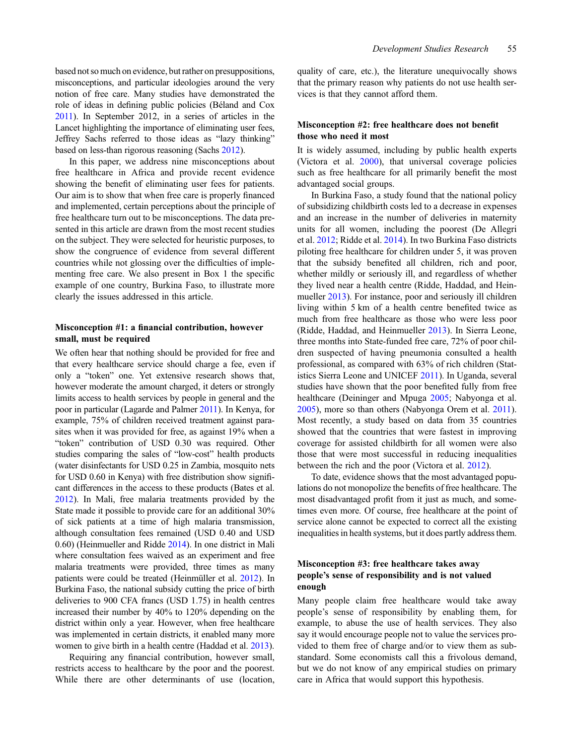based not so much on evidence, but rather on presuppositions, misconceptions, and particular ideologies around the very notion of free care. Many studies have demonstrated the role of ideas in defining public policies (Béland and Cox 2011). In September 2012, in a series of articles in the Lancet highlighting the importance of eliminating user fees, Jeffrey Sachs referred to those ideas as "lazy thinking" based on less-than rigorous reasoning (Sachs 2012).

In this paper, we address nine misconceptions about free healthcare in Africa and provide recent evidence showing the benefit of eliminating user fees for patients. Our aim is to show that when free care is properly financed and implemented, certain perceptions about the principle of free healthcare turn out to be misconceptions. The data presented in this article are drawn from the most recent studies on the subject. They were selected for heuristic purposes, to show the congruence of evidence from several different countries while not glossing over the difficulties of implementing free care. We also present in Box 1 the specific example of one country, Burkina Faso, to illustrate more clearly the issues addressed in this article.

### Misconception #1: a financial contribution, however small, must be required

We often hear that nothing should be provided for free and that every healthcare service should charge a fee, even if only a "token" one. Yet extensive research shows that, however moderate the amount charged, it deters or strongly limits access to health services by people in general and the poor in particular (Lagarde and Palmer 2011). In Kenya, for example, 75% of children received treatment against parasites when it was provided for free, as against 19% when a "token" contribution of USD 0.30 was required. Other studies comparing the sales of "low-cost" health products (water disinfectants for USD 0.25 in Zambia, mosquito nets for USD 0.60 in Kenya) with free distribution show significant differences in the access to these products (Bates et al. 2012). In Mali, free malaria treatments provided by the State made it possible to provide care for an additional 30% of sick patients at a time of high malaria transmission, although consultation fees remained (USD 0.40 and USD 0.60) (Heinmueller and Ridde 2014). In one district in Mali where consultation fees waived as an experiment and free malaria treatments were provided, three times as many patients were could be treated (Heinmüller et al. 2012). In Burkina Faso, the national subsidy cutting the price of birth deliveries to 900 CFA francs (USD 1.75) in health centres increased their number by 40% to 120% depending on the district within only a year. However, when free healthcare was implemented in certain districts, it enabled many more women to give birth in a health centre (Haddad et al. 2013).

Requiring any financial contribution, however small, restricts access to healthcare by the poor and the poorest. While there are other determinants of use (location, quality of care, etc.), the literature unequivocally shows that the primary reason why patients do not use health services is that they cannot afford them.

### Misconception #2: free healthcare does not benefit those who need it most

It is widely assumed, including by public health experts (Victora et al. 2000), that universal coverage policies such as free healthcare for all primarily benefit the most advantaged social groups.

In Burkina Faso, a study found that the national policy of subsidizing childbirth costs led to a decrease in expenses and an increase in the number of deliveries in maternity units for all women, including the poorest (De Allegri et al. 2012; Ridde et al. 2014). In two Burkina Faso districts piloting free healthcare for children under 5, it was proven that the subsidy benefited all children, rich and poor, whether mildly or seriously ill, and regardless of whether they lived near a health centre (Ridde, Haddad, and Heinmueller 2013). For instance, poor and seriously ill children living within 5 km of a health centre benefited twice as much from free healthcare as those who were less poor (Ridde, Haddad, and Heinmueller 2013). In Sierra Leone, three months into State-funded free care, 72% of poor children suspected of having pneumonia consulted a health professional, as compared with 63% of rich children (Statistics Sierra Leone and UNICEF 2011). In Uganda, several studies have shown that the poor benefited fully from free healthcare (Deininger and Mpuga 2005; Nabyonga et al. 2005), more so than others (Nabyonga Orem et al. 2011). Most recently, a study based on data from 35 countries showed that the countries that were fastest in improving coverage for assisted childbirth for all women were also those that were most successful in reducing inequalities between the rich and the poor (Victora et al. 2012).

To date, evidence shows that the most advantaged populations do not monopolize the benefits of free healthcare. The most disadvantaged profit from it just as much, and sometimes even more. Of course, free healthcare at the point of service alone cannot be expected to correct all the existing inequalities in health systems, but it does partly address them.

### Misconception #3: free healthcare takes away people's sense of responsibility and is not valued enough

Many people claim free healthcare would take away people's sense of responsibility by enabling them, for example, to abuse the use of health services. They also say it would encourage people not to value the services provided to them free of charge and/or to view them as substandard. Some economists call this a frivolous demand, but we do not know of any empirical studies on primary care in Africa that would support this hypothesis.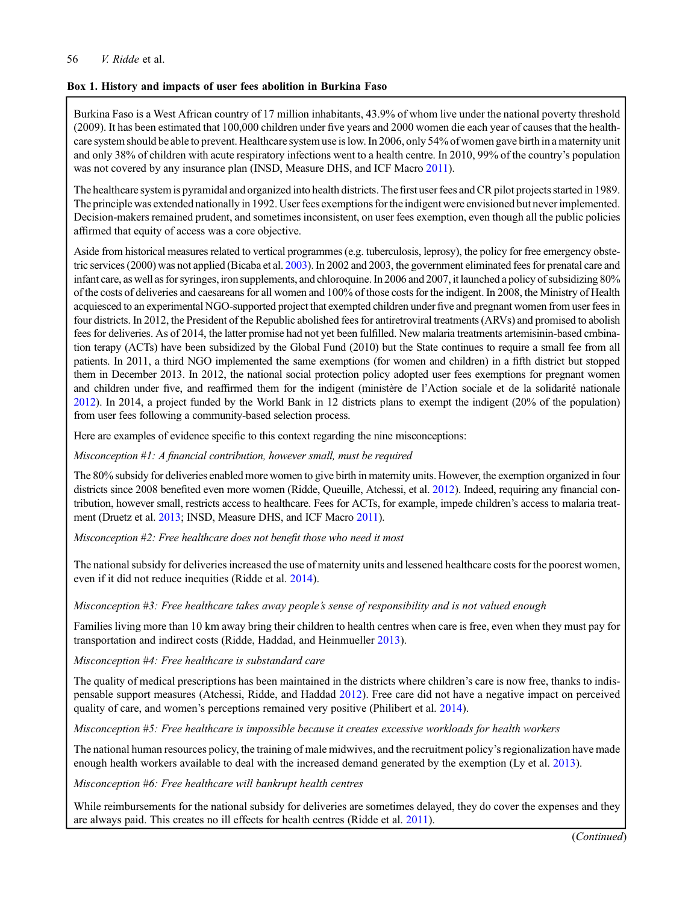**Box 1. History and impacts of user fees abolition in Burkina Faso**

Burkina Faso is a West African country of 17 million inhabitants, 43.9% of whom live under the national poverty threshold (2009). It has been estimated that 100,000 children under five years and 2000 women die each year of causes that the healthcare system should be able to prevent. Healthcare system use is low. In 2006, only 54% of women gave birth in a maternity unit and only 38% of children with acute respiratory infections went to a health centre. In 2010, 99% of the country's population was not covered by any insurance plan (INSD, Measure DHS, and ICF Macro 2011).

The healthcare system is pyramidal and organized into health districts. The first user fees and CR pilot projects started in 1989. The principle was extended nationally in 1992. User fees exemptions for the indigent were envisioned but never implemented. Decision-makers remained prudent, and sometimes inconsistent, on user fees exemption, even though all the public policies affirmed that equity of access was a core objective.

Aside from historical measures related to vertical programmes (e.g. tuberculosis, leprosy), the policy for free emergency obstetric services (2000) was not applied (Bicaba et al. 2003). In 2002 and 2003, the government eliminated fees for prenatal care and infant care, as well as for syringes, iron supplements, and chloroquine. In 2006 and 2007, it launched a policy of subsidizing 80% of the costs of deliveries and caesareans for all women and 100% of those costs for the indigent. In 2008, the Ministry of Health acquiesced to an experimental NGO-supported project that exempted children under five and pregnant women from user fees in four districts. In 2012, the President of the Republic abolished fees for antiretroviral treatments (ARVs) and promised to abolish fees for deliveries. As of 2014, the latter promise had not yet been fulfilled. New malaria treatments artemisinin-based cmbination terapy (ACTs) have been subsidized by the Global Fund (2010) but the State continues to require a small fee from all patients. In 2011, a third NGO implemented the same exemptions (for women and children) in a fifth district but stopped them in December 2013. In 2012, the national social protection policy adopted user fees exemptions for pregnant women and children under five, and reaffirmed them for the indigent (ministère de l'Action sociale et de la solidarité nationale 2012). In 2014, a project funded by the World Bank in 12 districts plans to exempt the indigent (20% of the population) from user fees following a community-based selection process.

Here are examples of evidence specific to this context regarding the nine misconceptions:

*Misconception #1: A financial contribution, however small, must be required*

The 80% subsidy for deliveries enabled more women to give birth in maternity units. However, the exemption organized in four districts since 2008 benefited even more women (Ridde, Queuille, Atchessi, et al. 2012). Indeed, requiring any financial contribution, however small, restricts access to healthcare. Fees for ACTs, for example, impede children's access to malaria treatment (Druetz et al. 2013; INSD, Measure DHS, and ICF Macro 2011).

*Misconception #2: Free healthcare does not benefit those who need it most*

The national subsidy for deliveries increased the use of maternity units and lessened healthcare costs for the poorest women, even if it did not reduce inequities (Ridde et al. 2014).

*Misconception #3: Free healthcare takes away people's sense of responsibility and is not valued enough*

Families living more than 10 km away bring their children to health centres when care is free, even when they must pay for transportation and indirect costs (Ridde, Haddad, and Heinmueller 2013).

*Misconception #4: Free healthcare is substandard care*

The quality of medical prescriptions has been maintained in the districts where children's care is now free, thanks to indispensable support measures (Atchessi, Ridde, and Haddad 2012). Free care did not have a negative impact on perceived quality of care, and women's perceptions remained very positive (Philibert et al. 2014).

*Misconception #5: Free healthcare is impossible because it creates excessive workloads for health workers*

The national human resources policy, the training of male midwives, and the recruitment policy's regionalization have made enough health workers available to deal with the increased demand generated by the exemption (Ly et al. 2013).

*Misconception #6: Free healthcare will bankrupt health centres*

While reimbursements for the national subsidy for deliveries are sometimes delayed, they do cover the expenses and they are always paid. This creates no ill effects for health centres (Ridde et al. 2011).

(*Continued*)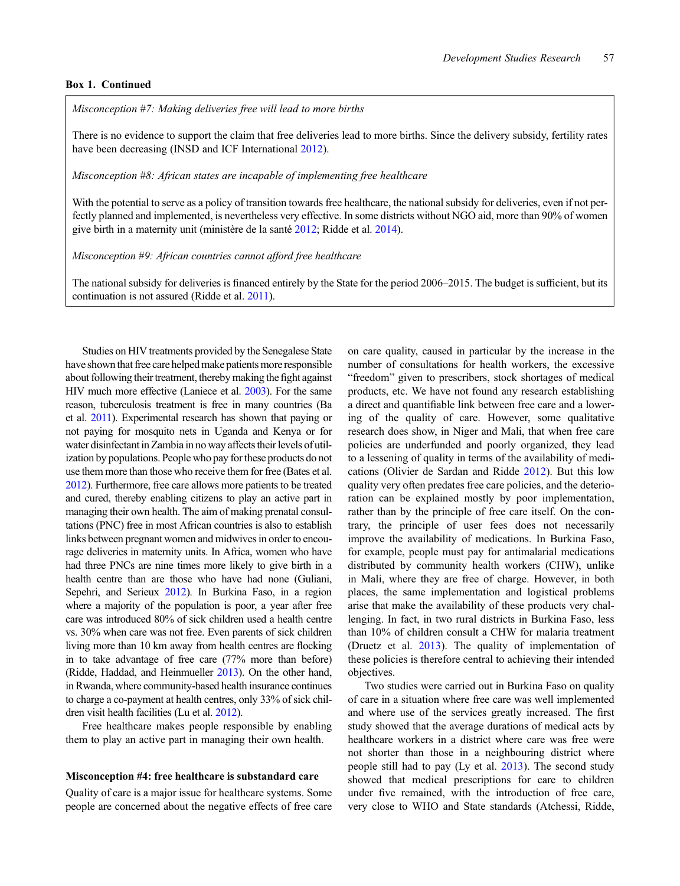**Box 1. Continued**

> *Misconception #7: Making deliveries free will lead to more births*
>
> There is no evidence to support the claim that free deliveries lead to more births. Since the delivery subsidy, fertility rates have been decreasing (INSD and ICF International 2012).
>
> *Misconception #8: African states are incapable of implementing free healthcare*
>
> With the potential to serve as a policy of transition towards free healthcare, the national subsidy for deliveries, even if not perfectly planned and implemented, is nevertheless very effective. In some districts without NGO aid, more than 90% of women give birth in a maternity unit (ministère de la santé 2012; Ridde et al. 2014).
>
> *Misconception #9: African countries cannot afford free healthcare*
>
> The national subsidy for deliveries is financed entirely by the State for the period 2006–2015. The budget is sufficient, but its continuation is not assured (Ridde et al. 2011).

Studies on HIV treatments provided by the Senegalese State have shown that free care helped make patients more responsible about following their treatment, thereby making the fight against HIV much more effective (Laniece et al. 2003). For the same reason, tuberculosis treatment is free in many countries (Ba et al. 2011). Experimental research has shown that paying or not paying for mosquito nets in Uganda and Kenya or for water disinfectant in Zambia in no way affects their levels of utilization by populations. People who pay for these products do not use them more than those who receive them for free (Bates et al. 2012). Furthermore, free care allows more patients to be treated and cured, thereby enabling citizens to play an active part in managing their own health. The aim of making prenatal consultations (PNC) free in most African countries is also to establish links between pregnant women and midwives in order to encourage deliveries in maternity units. In Africa, women who have had three PNCs are nine times more likely to give birth in a health centre than are those who have had none (Guliani, Sepehri, and Serieux 2012). In Burkina Faso, in a region where a majority of the population is poor, a year after free care was introduced 80% of sick children used a health centre vs. 30% when care was not free. Even parents of sick children living more than 10 km away from health centres are flocking in to take advantage of free care (77% more than before) (Ridde, Haddad, and Heinmueller 2013). On the other hand, in Rwanda, where community-based health insurance continues to charge a co-payment at health centres, only 33% of sick children visit health facilities (Lu et al. 2012).

Free healthcare makes people responsible by enabling them to play an active part in managing their own health.

### Misconception #4: free healthcare is substandard care

Quality of care is a major issue for healthcare systems. Some people are concerned about the negative effects of free care on care quality, caused in particular by the increase in the number of consultations for health workers, the excessive "freedom" given to prescribers, stock shortages of medical products, etc. We have not found any research establishing a direct and quantifiable link between free care and a lowering of the quality of care. However, some qualitative research does show, in Niger and Mali, that when free care policies are underfunded and poorly organized, they lead to a lessening of quality in terms of the availability of medications (Olivier de Sardan and Ridde 2012). But this low quality very often predates free care policies, and the deterioration can be explained mostly by poor implementation, rather than by the principle of free care itself. On the contrary, the principle of user fees does not necessarily improve the availability of medications. In Burkina Faso, for example, people must pay for antimalarial medications distributed by community health workers (CHW), unlike in Mali, where they are free of charge. However, in both places, the same implementation and logistical problems arise that make the availability of these products very challenging. In fact, in two rural districts in Burkina Faso, less than 10% of children consult a CHW for malaria treatment (Druetz et al. 2013). The quality of implementation of these policies is therefore central to achieving their intended objectives.

Two studies were carried out in Burkina Faso on quality of care in a situation where free care was well implemented and where use of the services greatly increased. The first study showed that the average durations of medical acts by healthcare workers in a district where care was free were not shorter than those in a neighbouring district where people still had to pay (Ly et al. 2013). The second study showed that medical prescriptions for care to children under five remained, with the introduction of free care, very close to WHO and State standards (Atchessi, Ridde,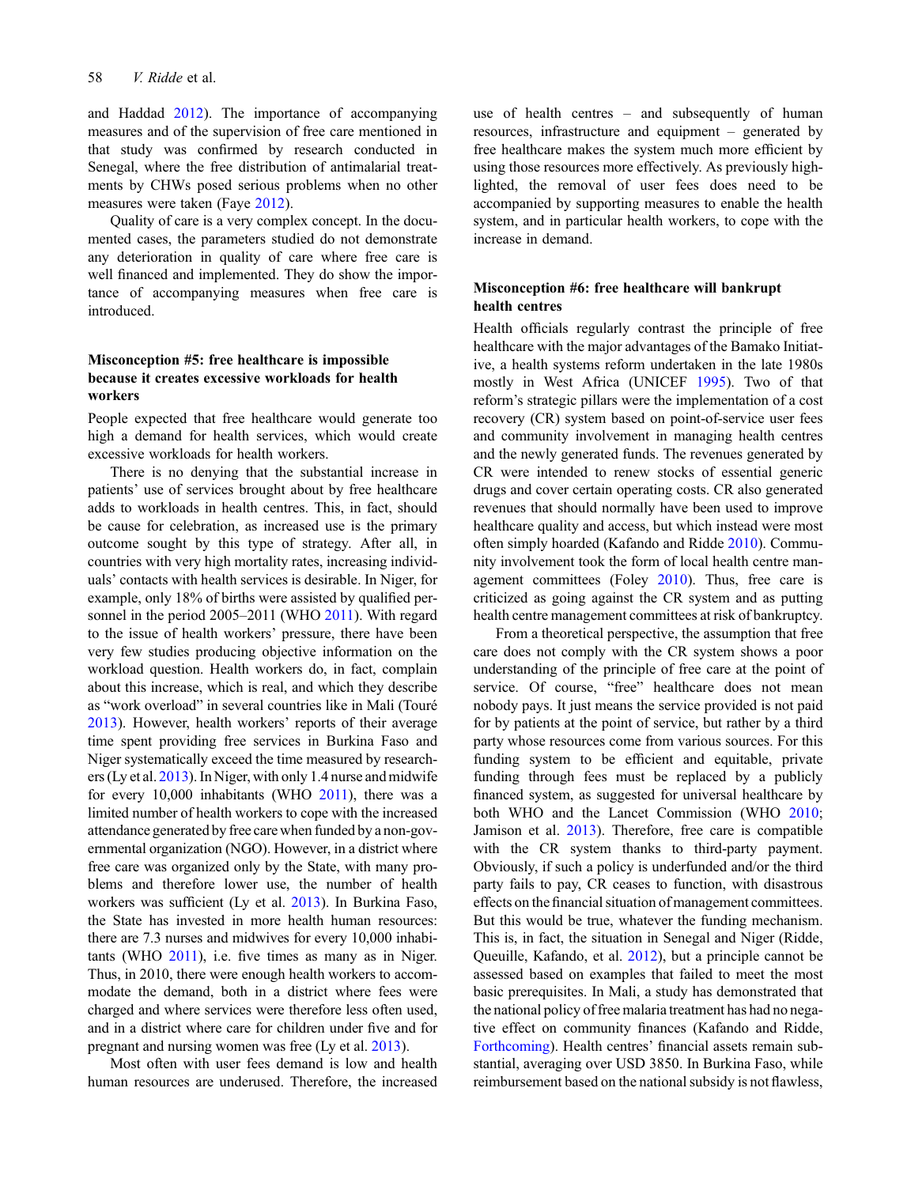and Haddad 2012). The importance of accompanying measures and of the supervision of free care mentioned in that study was confirmed by research conducted in Senegal, where the free distribution of antimalarial treatments by CHWs posed serious problems when no other measures were taken (Faye 2012).

Quality of care is a very complex concept. In the documented cases, the parameters studied do not demonstrate any deterioration in quality of care where free care is well financed and implemented. They do show the importance of accompanying measures when free care is introduced.

### Misconception #5: free healthcare is impossible because it creates excessive workloads for health workers

People expected that free healthcare would generate too high a demand for health services, which would create excessive workloads for health workers.

There is no denying that the substantial increase in patients' use of services brought about by free healthcare adds to workloads in health centres. This, in fact, should be cause for celebration, as increased use is the primary outcome sought by this type of strategy. After all, in countries with very high mortality rates, increasing individuals' contacts with health services is desirable. In Niger, for example, only 18% of births were assisted by qualified personnel in the period 2005–2011 (WHO 2011). With regard to the issue of health workers' pressure, there have been very few studies producing objective information on the workload question. Health workers do, in fact, complain about this increase, which is real, and which they describe as "work overload" in several countries like in Mali (Touré 2013). However, health workers' reports of their average time spent providing free services in Burkina Faso and Niger systematically exceed the time measured by researchers (Ly et al. 2013). In Niger, with only 1.4 nurse and midwife for every 10,000 inhabitants (WHO 2011), there was a limited number of health workers to cope with the increased attendance generated by free care when funded by a non-governmental organization (NGO). However, in a district where free care was organized only by the State, with many problems and therefore lower use, the number of health workers was sufficient (Ly et al. 2013). In Burkina Faso, the State has invested in more health human resources: there are 7.3 nurses and midwives for every 10,000 inhabitants (WHO 2011), i.e. five times as many as in Niger. Thus, in 2010, there were enough health workers to accommodate the demand, both in a district where fees were charged and where services were therefore less often used, and in a district where care for children under five and for pregnant and nursing women was free (Ly et al. 2013).

Most often with user fees demand is low and health human resources are underused. Therefore, the increased use of health centres – and subsequently of human resources, infrastructure and equipment – generated by free healthcare makes the system much more efficient by using those resources more effectively. As previously highlighted, the removal of user fees does need to be accompanied by supporting measures to enable the health system, and in particular health workers, to cope with the increase in demand.

### Misconception #6: free healthcare will bankrupt health centres

Health officials regularly contrast the principle of free healthcare with the major advantages of the Bamako Initiative, a health systems reform undertaken in the late 1980s mostly in West Africa (UNICEF 1995). Two of that reform's strategic pillars were the implementation of a cost recovery (CR) system based on point-of-service user fees and community involvement in managing health centres and the newly generated funds. The revenues generated by CR were intended to renew stocks of essential generic drugs and cover certain operating costs. CR also generated revenues that should normally have been used to improve healthcare quality and access, but which instead were most often simply hoarded (Kafando and Ridde 2010). Community involvement took the form of local health centre management committees (Foley 2010). Thus, free care is criticized as going against the CR system and as putting health centre management committees at risk of bankruptcy.

From a theoretical perspective, the assumption that free care does not comply with the CR system shows a poor understanding of the principle of free care at the point of service. Of course, "free" healthcare does not mean nobody pays. It just means the service provided is not paid for by patients at the point of service, but rather by a third party whose resources come from various sources. For this funding system to be efficient and equitable, private funding through fees must be replaced by a publicly financed system, as suggested for universal healthcare by both WHO and the Lancet Commission (WHO 2010; Jamison et al. 2013). Therefore, free care is compatible with the CR system thanks to third-party payment. Obviously, if such a policy is underfunded and/or the third party fails to pay, CR ceases to function, with disastrous effects on the financial situation of management committees. But this would be true, whatever the funding mechanism. This is, in fact, the situation in Senegal and Niger (Ridde, Queuille, Kafando, et al. 2012), but a principle cannot be assessed based on examples that failed to meet the most basic prerequisites. In Mali, a study has demonstrated that the national policy of free malaria treatment has had no negative effect on community finances (Kafando and Ridde, Forthcoming). Health centres' financial assets remain substantial, averaging over USD 3850. In Burkina Faso, while reimbursement based on the national subsidy is not flawless,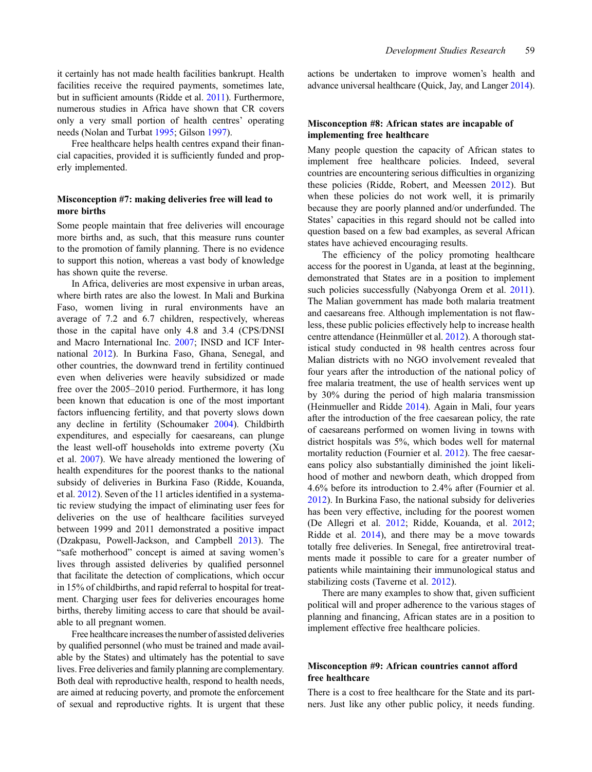it certainly has not made health facilities bankrupt. Health facilities receive the required payments, sometimes late, but in sufficient amounts (Ridde et al. 2011). Furthermore, numerous studies in Africa have shown that CR covers only a very small portion of health centres' operating needs (Nolan and Turbat 1995; Gilson 1997).

Free healthcare helps health centres expand their financial capacities, provided it is sufficiently funded and properly implemented.

### Misconception #7: making deliveries free will lead to more births

Some people maintain that free deliveries will encourage more births and, as such, that this measure runs counter to the promotion of family planning. There is no evidence to support this notion, whereas a vast body of knowledge has shown quite the reverse.

In Africa, deliveries are most expensive in urban areas, where birth rates are also the lowest. In Mali and Burkina Faso, women living in rural environments have an average of 7.2 and 6.7 children, respectively, whereas those in the capital have only 4.8 and 3.4 (CPS/DNSI and Macro International Inc. 2007; INSD and ICF International 2012). In Burkina Faso, Ghana, Senegal, and other countries, the downward trend in fertility continued even when deliveries were heavily subsidized or made free over the 2005–2010 period. Furthermore, it has long been known that education is one of the most important factors influencing fertility, and that poverty slows down any decline in fertility (Schoumaker 2004). Childbirth expenditures, and especially for caesareans, can plunge the least well-off households into extreme poverty (Xu et al. 2007). We have already mentioned the lowering of health expenditures for the poorest thanks to the national subsidy of deliveries in Burkina Faso (Ridde, Kouanda, et al. 2012). Seven of the 11 articles identified in a systematic review studying the impact of eliminating user fees for deliveries on the use of healthcare facilities surveyed between 1999 and 2011 demonstrated a positive impact (Dzakpasu, Powell-Jackson, and Campbell 2013). The "safe motherhood" concept is aimed at saving women's lives through assisted deliveries by qualified personnel that facilitate the detection of complications, which occur in 15% of childbirths, and rapid referral to hospital for treatment. Charging user fees for deliveries encourages home births, thereby limiting access to care that should be available to all pregnant women.

Free healthcare increases the number of assisted deliveries by qualified personnel (who must be trained and made available by the States) and ultimately has the potential to save lives. Free deliveries and family planning are complementary. Both deal with reproductive health, respond to health needs, are aimed at reducing poverty, and promote the enforcement of sexual and reproductive rights. It is urgent that these actions be undertaken to improve women's health and advance universal healthcare (Quick, Jay, and Langer 2014).

### Misconception #8: African states are incapable of implementing free healthcare

Many people question the capacity of African states to implement free healthcare policies. Indeed, several countries are encountering serious difficulties in organizing these policies (Ridde, Robert, and Meessen 2012). But when these policies do not work well, it is primarily because they are poorly planned and/or underfunded. The States' capacities in this regard should not be called into question based on a few bad examples, as several African states have achieved encouraging results.

The efficiency of the policy promoting healthcare access for the poorest in Uganda, at least at the beginning, demonstrated that States are in a position to implement such policies successfully (Nabyonga Orem et al. 2011). The Malian government has made both malaria treatment and caesareans free. Although implementation is not flawless, these public policies effectively help to increase health centre attendance (Heinmüller et al. 2012). A thorough statistical study conducted in 98 health centres across four Malian districts with no NGO involvement revealed that four years after the introduction of the national policy of free malaria treatment, the use of health services went up by 30% during the period of high malaria transmission (Heinmueller and Ridde 2014). Again in Mali, four years after the introduction of the free caesarean policy, the rate of caesareans performed on women living in towns with district hospitals was 5%, which bodes well for maternal mortality reduction (Fournier et al. 2012). The free caesareans policy also substantially diminished the joint likelihood of mother and newborn death, which dropped from 4.6% before its introduction to 2.4% after (Fournier et al. 2012). In Burkina Faso, the national subsidy for deliveries has been very effective, including for the poorest women (De Allegri et al. 2012; Ridde, Kouanda, et al. 2012; Ridde et al. 2014), and there may be a move towards totally free deliveries. In Senegal, free antiretroviral treatments made it possible to care for a greater number of patients while maintaining their immunological status and stabilizing costs (Taverne et al. 2012).

There are many examples to show that, given sufficient political will and proper adherence to the various stages of planning and financing, African states are in a position to implement effective free healthcare policies.

### Misconception #9: African countries cannot afford free healthcare

There is a cost to free healthcare for the State and its partners. Just like any other public policy, it needs funding.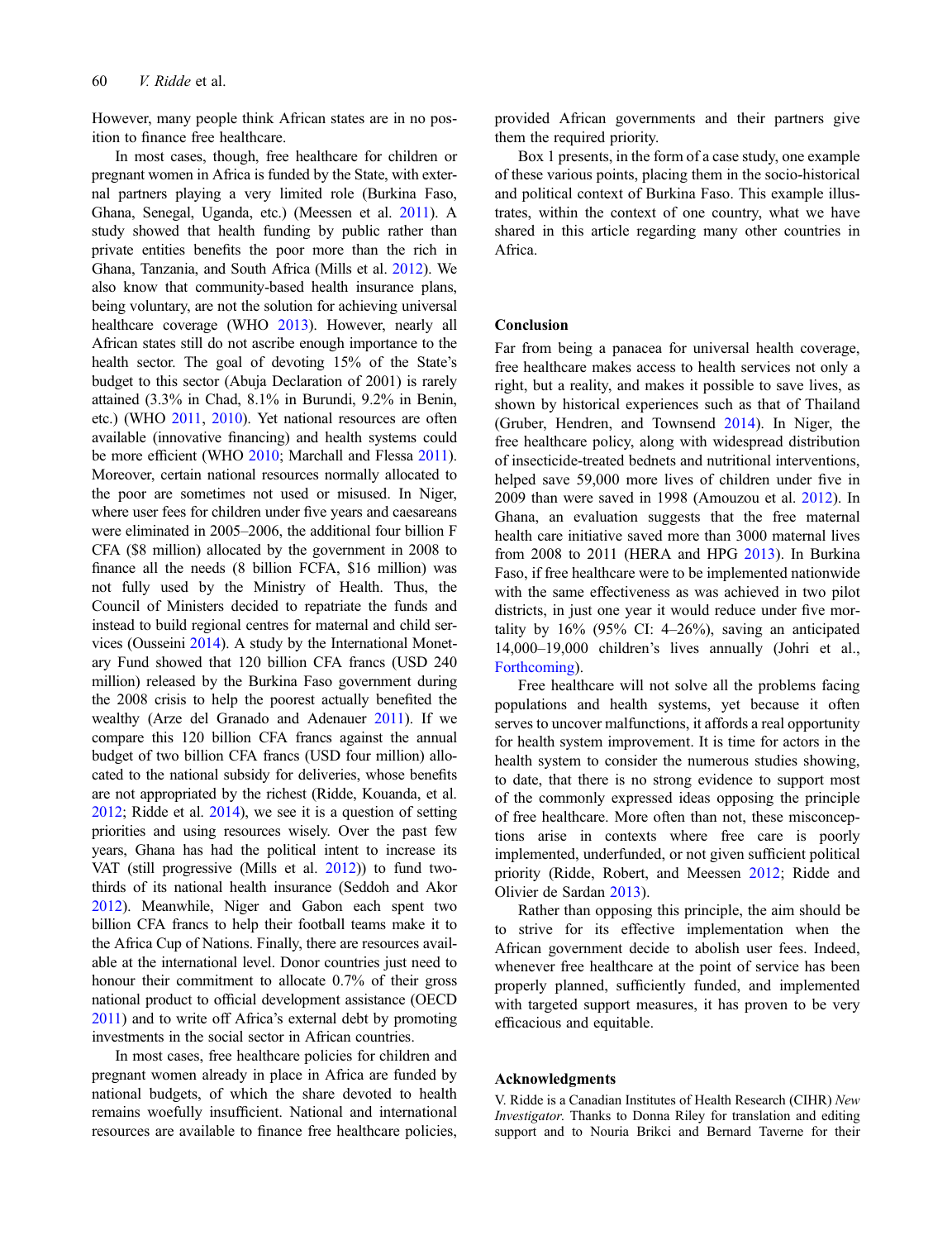However, many people think African states are in no position to finance free healthcare.

In most cases, though, free healthcare for children or pregnant women in Africa is funded by the State, with external partners playing a very limited role (Burkina Faso, Ghana, Senegal, Uganda, etc.) (Meessen et al. 2011). A study showed that health funding by public rather than private entities benefits the poor more than the rich in Ghana, Tanzania, and South Africa (Mills et al. 2012). We also know that community-based health insurance plans, being voluntary, are not the solution for achieving universal healthcare coverage (WHO 2013). However, nearly all African states still do not ascribe enough importance to the health sector. The goal of devoting 15% of the State's budget to this sector (Abuja Declaration of 2001) is rarely attained (3.3% in Chad, 8.1% in Burundi, 9.2% in Benin, etc.) (WHO 2011, 2010). Yet national resources are often available (innovative financing) and health systems could be more efficient (WHO 2010; Marchall and Flessa 2011). Moreover, certain national resources normally allocated to the poor are sometimes not used or misused. In Niger, where user fees for children under five years and caesareans were eliminated in 2005–2006, the additional four billion F CFA ($8 million) allocated by the government in 2008 to finance all the needs (8 billion FCFA, $16 million) was not fully used by the Ministry of Health. Thus, the Council of Ministers decided to repatriate the funds and instead to build regional centres for maternal and child services (Ousseini 2014). A study by the International Monetary Fund showed that 120 billion CFA francs (USD 240 million) released by the Burkina Faso government during the 2008 crisis to help the poorest actually benefited the wealthy (Arze del Granado and Adenauer 2011). If we compare this 120 billion CFA francs against the annual budget of two billion CFA francs (USD four million) allocated to the national subsidy for deliveries, whose benefits are not appropriated by the richest (Ridde, Kouanda, et al. 2012; Ridde et al. 2014), we see it is a question of setting priorities and using resources wisely. Over the past few years, Ghana has had the political intent to increase its VAT (still progressive (Mills et al. 2012)) to fund two-thirds of its national health insurance (Seddoh and Akor 2012). Meanwhile, Niger and Gabon each spent two billion CFA francs to help their football teams make it to the Africa Cup of Nations. Finally, there are resources available at the international level. Donor countries just need to honour their commitment to allocate 0.7% of their gross national product to official development assistance (OECD 2011) and to write off Africa's external debt by promoting investments in the social sector in African countries.

In most cases, free healthcare policies for children and pregnant women already in place in Africa are funded by national budgets, of which the share devoted to health remains woefully insufficient. National and international resources are available to finance free healthcare policies, provided African governments and their partners give them the required priority.

Box 1 presents, in the form of a case study, one example of these various points, placing them in the socio-historical and political context of Burkina Faso. This example illustrates, within the context of one country, what we have shared in this article regarding many other countries in Africa.

## Conclusion

Far from being a panacea for universal health coverage, free healthcare makes access to health services not only a right, but a reality, and makes it possible to save lives, as shown by historical experiences such as that of Thailand (Gruber, Hendren, and Townsend 2014). In Niger, the free healthcare policy, along with widespread distribution of insecticide-treated bednets and nutritional interventions, helped save 59,000 more lives of children under five in 2009 than were saved in 1998 (Amouzou et al. 2012). In Ghana, an evaluation suggests that the free maternal health care initiative saved more than 3000 maternal lives from 2008 to 2011 (HERA and HPG 2013). In Burkina Faso, if free healthcare were to be implemented nationwide with the same effectiveness as was achieved in two pilot districts, in just one year it would reduce under five mortality by 16% (95% CI: 4–26%), saving an anticipated 14,000–19,000 children's lives annually (Johri et al., Forthcoming).

Free healthcare will not solve all the problems facing populations and health systems, yet because it often serves to uncover malfunctions, it affords a real opportunity for health system improvement. It is time for actors in the health system to consider the numerous studies showing, to date, that there is no strong evidence to support most of the commonly expressed ideas opposing the principle of free healthcare. More often than not, these misconceptions arise in contexts where free care is poorly implemented, underfunded, or not given sufficient political priority (Ridde, Robert, and Meessen 2012; Ridde and Olivier de Sardan 2013).

Rather than opposing this principle, the aim should be to strive for its effective implementation when the African government decide to abolish user fees. Indeed, whenever free healthcare at the point of service has been properly planned, sufficiently funded, and implemented with targeted support measures, it has proven to be very efficacious and equitable.

## Acknowledgments

V. Ridde is a Canadian Institutes of Health Research (CIHR) *New Investigator*. Thanks to Donna Riley for translation and editing support and to Nouria Brikci and Bernard Taverne for their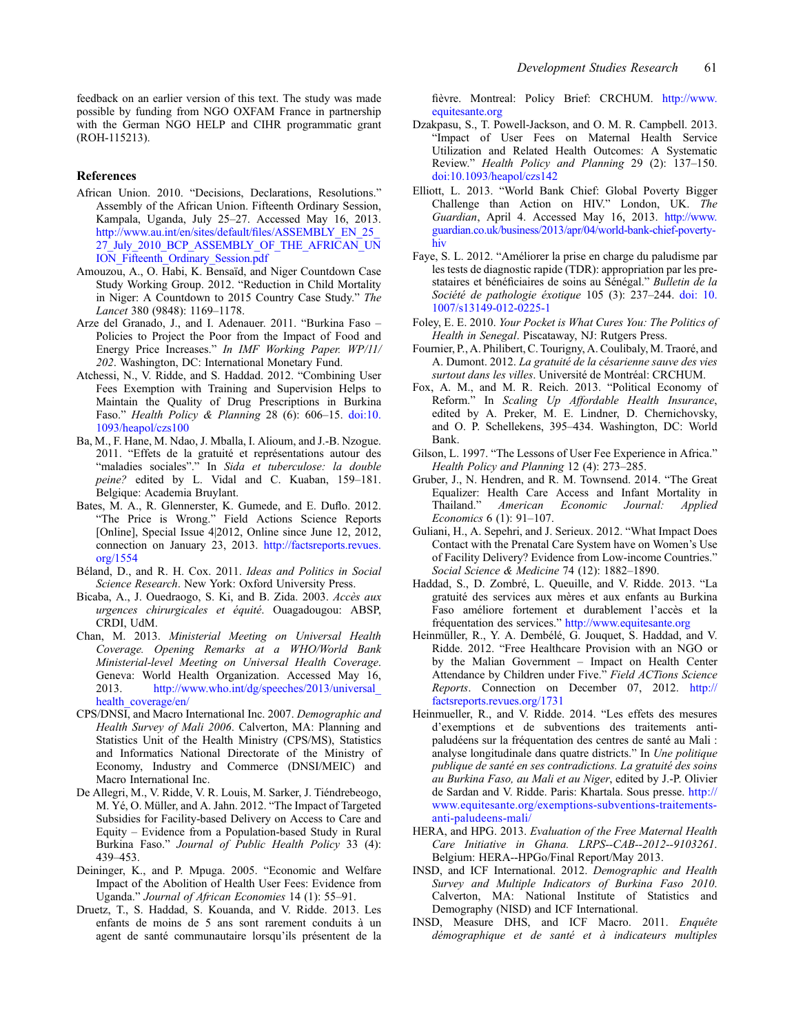feedback on an earlier version of this text. The study was made possible by funding from NGO OXFAM France in partnership with the German NGO HELP and CIHR programmatic grant (ROH-115213).

## References

African Union. 2010. "Decisions, Declarations, Resolutions." Assembly of the African Union. Fifteenth Ordinary Session, Kampala, Uganda, July 25–27. Accessed May 16, 2013. http://www.au.int/en/sites/default/files/ASSEMBLY_EN_25_27_July_2010_BCP_ASSEMBLY_OF_THE_AFRICAN_UNION_Fifteenth_Ordinary_Session.pdf

Amouzou, A., O. Habi, K. Bensaïd, and Niger Countdown Case Study Working Group. 2012. "Reduction in Child Mortality in Niger: A Countdown to 2015 Country Case Study." *The Lancet* 380 (9848): 1169–1178.

Arze del Granado, J., and I. Adenauer. 2011. "Burkina Faso – Policies to Project the Poor from the Impact of Food and Energy Price Increases." *In IMF Working Paper. WP/11/202*. Washington, DC: International Monetary Fund.

Atchessi, N., V. Ridde, and S. Haddad. 2012. "Combining User Fees Exemption with Training and Supervision Helps to Maintain the Quality of Drug Prescriptions in Burkina Faso." *Health Policy & Planning* 28 (6): 606–15. doi:10.1093/heapol/czs100

Ba, M., F. Hane, M. Ndao, J. Mballa, I. Alioum, and J.-B. Nzogue. 2011. "Effets de la gratuité et représentations autour des "maladies sociales"." *In Sida et tuberculose: la double peine?* edited by L. Vidal and C. Kuaban, 159–181. Belgique: Academia Bruylant.

Bates, M. A., R. Glennerster, K. Gumede, and E. Duflo. 2012. "The Price is Wrong." Field Actions Science Reports [Online], Special Issue 4|2012, Online since June 12, 2012, connection on January 23, 2013. http://factsreports.revues.org/1554

Béland, D., and R. H. Cox. 2011. *Ideas and Politics in Social Science Research*. New York: Oxford University Press.

Bicaba, A., J. Ouedraogo, S. Ki, and B. Zida. 2003. *Accès aux urgences chirurgicales et équité*. Ouagadougou: ABSP, CRDI, UdM.

Chan, M. 2013. *Ministerial Meeting on Universal Health Coverage. Opening Remarks at a WHO/World Bank Ministerial-level Meeting on Universal Health Coverage*. Geneva: World Health Organization. Accessed May 16, 2013. http://www.who.int/dg/speeches/2013/universal_health_coverage/en/

CPS/DNSI, and Macro International Inc. 2007. *Demographic and Health Survey of Mali 2006*. Calverton, MA: Planning and Statistics Unit of the Health Ministry (CPS/MS), Statistics and Informatics National Directorate of the Ministry of Economy, Industry and Commerce (DNSI/MEIC) and Macro International Inc.

De Allegri, M., V. Ridde, V. R. Louis, M. Sarker, J. Tiéndrebeogo, M. Yé, O. Müller, and A. Jahn. 2012. "The Impact of Targeted Subsidies for Facility-based Delivery on Access to Care and Equity – Evidence from a Population-based Study in Rural Burkina Faso." *Journal of Public Health Policy* 33 (4): 439–453.

Deininger, K., and P. Mpuga. 2005. "Economic and Welfare Impact of the Abolition of Health User Fees: Evidence from Uganda." *Journal of African Economies* 14 (1): 55–91.

Druetz, T., S. Haddad, S. Kouanda, and V. Ridde. 2013. Les enfants de moins de 5 ans sont rarement conduits à un agent de santé communautaire lorsqu'ils présentent de la fièvre. Montreal: Policy Brief: CRCHUM. http://www.equitesante.org

Dzakpasu, S., T. Powell-Jackson, and O. M. R. Campbell. 2013. "Impact of User Fees on Maternal Health Service Utilization and Related Health Outcomes: A Systematic Review." *Health Policy and Planning* 29 (2): 137–150. doi:10.1093/heapol/czs142

Elliott, L. 2013. "World Bank Chief: Global Poverty Bigger Challenge than Action on HIV." London, UK. *The Guardian*, April 4. Accessed May 16, 2013. http://www.guardian.co.uk/business/2013/apr/04/world-bank-chief-poverty-hiv

Faye, S. L. 2012. "Améliorer la prise en charge du paludisme par les tests de diagnostic rapide (TDR): appropriation par les prestataires et bénéficiaires de soins au Sénégal." *Bulletin de la Société de pathologie éxotique* 105 (3): 237–244. doi: 10.1007/s13149-012-0225-1

Foley, E. E. 2010. *Your Pocket is What Cures You: The Politics of Health in Senegal*. Piscataway, NJ: Rutgers Press.

Fournier, P., A. Philibert, C. Tourigny, A. Coulibaly, M. Traoré, and A. Dumont. 2012. *La gratuité de la césarienne sauve des vies surtout dans les villes*. Université de Montréal: CRCHUM.

Fox, A. M., and M. R. Reich. 2013. "Political Economy of Reform." In *Scaling Up Affordable Health Insurance*, edited by A. Preker, M. E. Lindner, D. Chernichovsky, and O. P. Schellekens, 395–434. Washington, DC: World Bank.

Gilson, L. 1997. "The Lessons of User Fee Experience in Africa." *Health Policy and Planning* 12 (4): 273–285.

Gruber, J., N. Hendren, and R. M. Townsend. 2014. "The Great Equalizer: Health Care Access and Infant Mortality in Thailand." *American Economic Journal: Applied Economics* 6 (1): 91–107.

Guliani, H., A. Sepehri, and J. Serieux. 2012. "What Impact Does Contact with the Prenatal Care System have on Women's Use of Facility Delivery? Evidence from Low-income Countries." *Social Science & Medicine* 74 (12): 1882–1890.

Haddad, S., D. Zombré, L. Queuille, and V. Ridde. 2013. "La gratuité des services aux mères et aux enfants au Burkina Faso améliore fortement et durablement l'accès et la fréquentation des services." http://www.equitesante.org

Heinmüller, R., Y. A. Dembélé, G. Jouquet, S. Haddad, and V. Ridde. 2012. "Free Healthcare Provision with an NGO or by the Malian Government – Impact on Health Center Attendance by Children under Five." *Field ACTions Science Reports*. Connection on December 07, 2012. http://factsreports.revues.org/1731

Heinmueller, R., and V. Ridde. 2014. "Les effets des mesures d'exemptions et de subventions des traitements antipaludéens sur la fréquentation des centres de santé au Mali : analyse longitudinale dans quatre districts." In *Une politique publique de santé en ses contradictions. La gratuité des soins au Burkina Faso, au Mali et au Niger*, edited by J.-P. Olivier de Sardan and V. Ridde. Paris: Khartala. Sous presse. http://www.equitesante.org/exemptions-subventions-traitements-anti-paludeens-mali/

HERA, and HPG. 2013. *Evaluation of the Free Maternal Health Care Initiative in Ghana. LRPS--CAB--2012--9103261*. Belgium: HERA--HPGo/Final Report/May 2013.

INSD, and ICF International. 2012. *Demographic and Health Survey and Multiple Indicators of Burkina Faso 2010*. Calverton, MA: National Institute of Statistics and Demography (NISD) and ICF International.

INSD, Measure DHS, and ICF Macro. 2011. *Enquête démographique et de santé et à indicateurs multiples*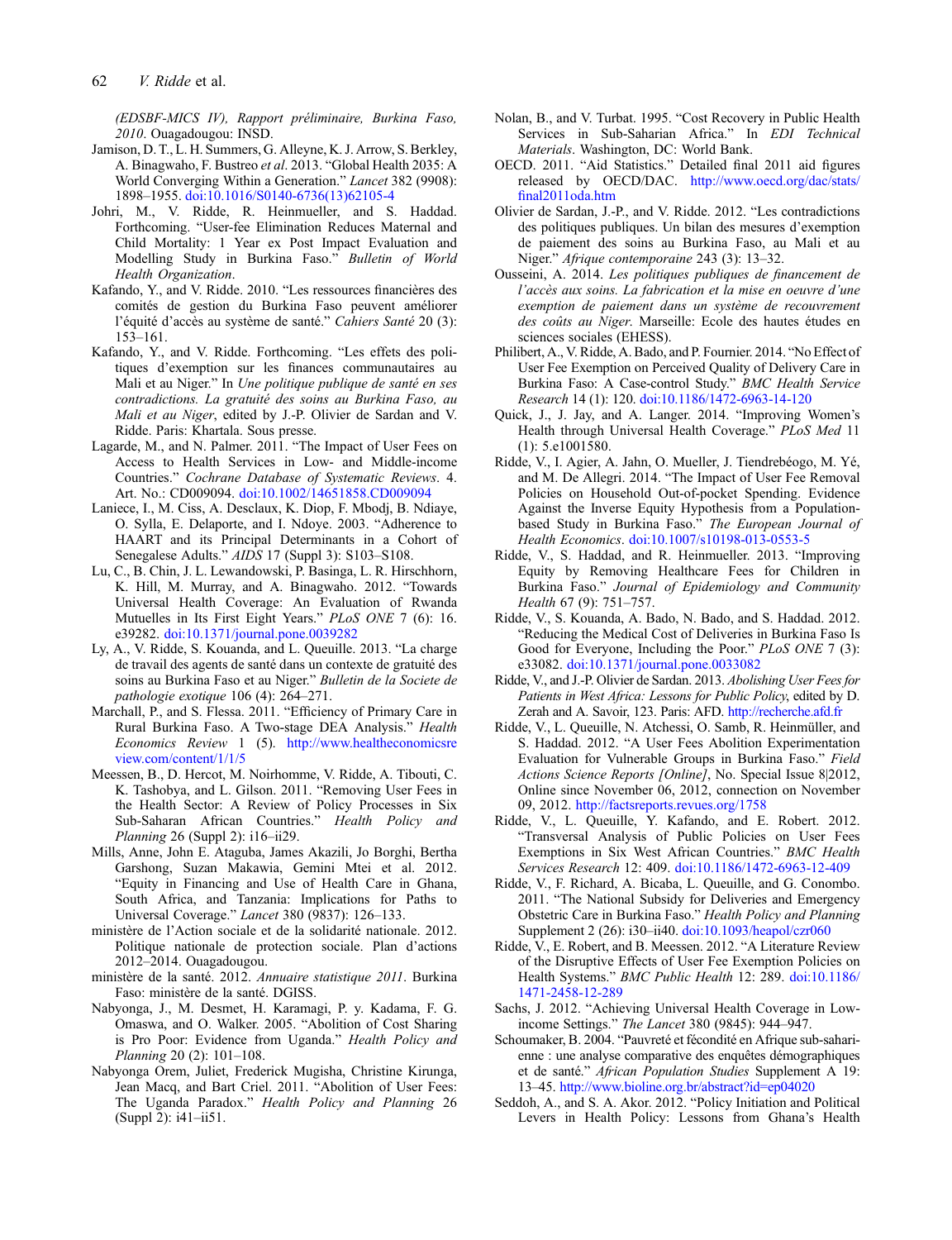*(EDSBF-MICS IV), Rapport préliminaire, Burkina Faso, 2010*. Ouagadougou: INSD.

Jamison, D. T., L. H. Summers, G. Alleyne, K. J. Arrow, S. Berkley, A. Binagwaho, F. Bustreo *et al*. 2013. "Global Health 2035: A World Converging Within a Generation." *Lancet* 382 (9908): 1898–1955. doi:10.1016/S0140-6736(13)62105-4

Johri, M., V. Ridde, R. Heinmueller, and S. Haddad. Forthcoming. "User-fee Elimination Reduces Maternal and Child Mortality: 1 Year ex Post Impact Evaluation and Modelling Study in Burkina Faso." *Bulletin of World Health Organization*.

Kafando, Y., and V. Ridde. 2010. "Les ressources financières des comités de gestion du Burkina Faso peuvent améliorer l'équité d'accès au système de santé." *Cahiers Santé* 20 (3): 153–161.

Kafando, Y., and V. Ridde. Forthcoming. "Les effets des politiques d'exemption sur les finances communautaires au Mali et au Niger." In *Une politique publique de santé en ses contradictions. La gratuité des soins au Burkina Faso, au Mali et au Niger*, edited by J.-P. Olivier de Sardan and V. Ridde. Paris: Khartala. Sous presse.

Lagarde, M., and N. Palmer. 2011. "The Impact of User Fees on Access to Health Services in Low- and Middle-income Countries." *Cochrane Database of Systematic Reviews*. 4. Art. No.: CD009094. doi:10.1002/14651858.CD009094

Laniece, I., M. Ciss, A. Desclaux, K. Diop, F. Mbodj, B. Ndiaye, O. Sylla, E. Delaporte, and I. Ndoye. 2003. "Adherence to HAART and its Principal Determinants in a Cohort of Senegalese Adults." *AIDS* 17 (Suppl 3): S103–S108.

Lu, C., B. Chin, J. L. Lewandowski, P. Basinga, L. R. Hirschhorn, K. Hill, M. Murray, and A. Binagwaho. 2012. "Towards Universal Health Coverage: An Evaluation of Rwanda Mutuelles in Its First Eight Years." *PLoS ONE* 7 (6): 16. e39282. doi:10.1371/journal.pone.0039282

Ly, A., V. Ridde, S. Kouanda, and L. Queuille. 2013. "La charge de travail des agents de santé dans un contexte de gratuité des soins au Burkina Faso et au Niger." *Bulletin de la Societe de pathologie exotique* 106 (4): 264–271.

Marchall, P., and S. Flessa. 2011. "Efficiency of Primary Care in Rural Burkina Faso. A Two-stage DEA Analysis." *Health Economics Review* 1 (5). http://www.healtheconomicsreview.com/content/1/1/5

Meessen, B., D. Hercot, M. Noirhomme, V. Ridde, A. Tibouti, C. K. Tashobya, and L. Gilson. 2011. "Removing User Fees in the Health Sector: A Review of Policy Processes in Six Sub-Saharan African Countries." *Health Policy and Planning* 26 (Suppl 2): i16–ii29.

Mills, Anne, John E. Ataguba, James Akazili, Jo Borghi, Bertha Garshong, Suzan Makawia, Gemini Mtei et al. 2012. "Equity in Financing and Use of Health Care in Ghana, South Africa, and Tanzania: Implications for Paths to Universal Coverage." *Lancet* 380 (9837): 126–133.

ministère de l'Action sociale et de la solidarité nationale. 2012. Politique nationale de protection sociale. Plan d'actions 2012–2014. Ouagadougou.

ministère de la santé. 2012. *Annuaire statistique 2011*. Burkina Faso: ministère de la santé. DGISS.

Nabyonga, J., M. Desmet, H. Karamagi, P. y. Kadama, F. G. Omaswa, and O. Walker. 2005. "Abolition of Cost Sharing is Pro Poor: Evidence from Uganda." *Health Policy and Planning* 20 (2): 101–108.

Nabyonga Orem, Juliet, Frederick Mugisha, Christine Kirunga, Jean Macq, and Bart Criel. 2011. "Abolition of User Fees: The Uganda Paradox." *Health Policy and Planning* 26 (Suppl 2): i41–ii51.

Nolan, B., and V. Turbat. 1995. "Cost Recovery in Public Health Services in Sub-Saharian Africa." In *EDI Technical Materials*. Washington, DC: World Bank.

OECD. 2011. "Aid Statistics." Detailed final 2011 aid figures released by OECD/DAC. http://www.oecd.org/dac/stats/final2011oda.htm

Olivier de Sardan, J.-P., and V. Ridde. 2012. "Les contradictions des politiques publiques. Un bilan des mesures d'exemption de paiement des soins au Burkina Faso, au Mali et au Niger." *Afrique contemporaine* 243 (3): 13–32.

Ousseini, A. 2014. *Les politiques publiques de financement de l'accès aux soins. La fabrication et la mise en oeuvre d'une exemption de paiement dans un système de recouvrement des coûts au Niger*. Marseille: Ecole des hautes études en sciences sociales (EHESS).

Philibert, A., V. Ridde, A. Bado, and P. Fournier. 2014. "No Effect of User Fee Exemption on Perceived Quality of Delivery Care in Burkina Faso: A Case-control Study." *BMC Health Service Research* 14 (1): 120. doi:10.1186/1472-6963-14-120

Quick, J., J. Jay, and A. Langer. 2014. "Improving Women's Health through Universal Health Coverage." *PLoS Med* 11 (1): 5.e1001580.

Ridde, V., I. Agier, A. Jahn, O. Mueller, J. Tiendrebéogo, M. Yé, and M. De Allegri. 2014. "The Impact of User Fee Removal Policies on Household Out-of-pocket Spending. Evidence Against the Inverse Equity Hypothesis from a Population-based Study in Burkina Faso." *The European Journal of Health Economics*. doi:10.1007/s10198-013-0553-5

Ridde, V., S. Haddad, and R. Heinmueller. 2013. "Improving Equity by Removing Healthcare Fees for Children in Burkina Faso." *Journal of Epidemiology and Community Health* 67 (9): 751–757.

Ridde, V., S. Kouanda, A. Bado, N. Bado, and S. Haddad. 2012. "Reducing the Medical Cost of Deliveries in Burkina Faso Is Good for Everyone, Including the Poor." *PLoS ONE* 7 (3): e33082. doi:10.1371/journal.pone.0033082

Ridde, V., and J.-P. Olivier de Sardan. 2013. *Abolishing User Fees for Patients in West Africa: Lessons for Public Policy*, edited by D. Zerah and A. Savoir, 123. Paris: AFD. http://recherche.afd.fr

Ridde, V., L. Queuille, N. Atchessi, O. Samb, R. Heinmüller, and S. Haddad. 2012. "A User Fees Abolition Experimentation Evaluation for Vulnerable Groups in Burkina Faso." *Field Actions Science Reports [Online]*, No. Special Issue 8|2012, Online since November 06, 2012, connection on November 09, 2012. http://factsreports.revues.org/1758

Ridde, V., L. Queuille, Y. Kafando, and E. Robert. 2012. "Transversal Analysis of Public Policies on User Fees Exemptions in Six West African Countries." *BMC Health Services Research* 12: 409. doi:10.1186/1472-6963-12-409

Ridde, V., F. Richard, A. Bicaba, L. Queuille, and G. Conombo. 2011. "The National Subsidy for Deliveries and Emergency Obstetric Care in Burkina Faso." *Health Policy and Planning* Supplement 2 (26): i30–ii40. doi:10.1093/heapol/czr060

Ridde, V., E. Robert, and B. Meessen. 2012. "A Literature Review of the Disruptive Effects of User Fee Exemption Policies on Health Systems." *BMC Public Health* 12: 289. doi:10.1186/1471-2458-12-289

Sachs, J. 2012. "Achieving Universal Health Coverage in Low-income Settings." *The Lancet* 380 (9845): 944–947.

Schoumaker, B. 2004. "Pauvreté et fécondité en Afrique sub-saharienne : une analyse comparative des enquêtes démographiques et de santé." *African Population Studies* Supplement A 19: 13–45. http://www.bioline.org.br/abstract?id=ep04020

Seddoh, A., and S. A. Akor. 2012. "Policy Initiation and Political Levers in Health Policy: Lessons from Ghana's Health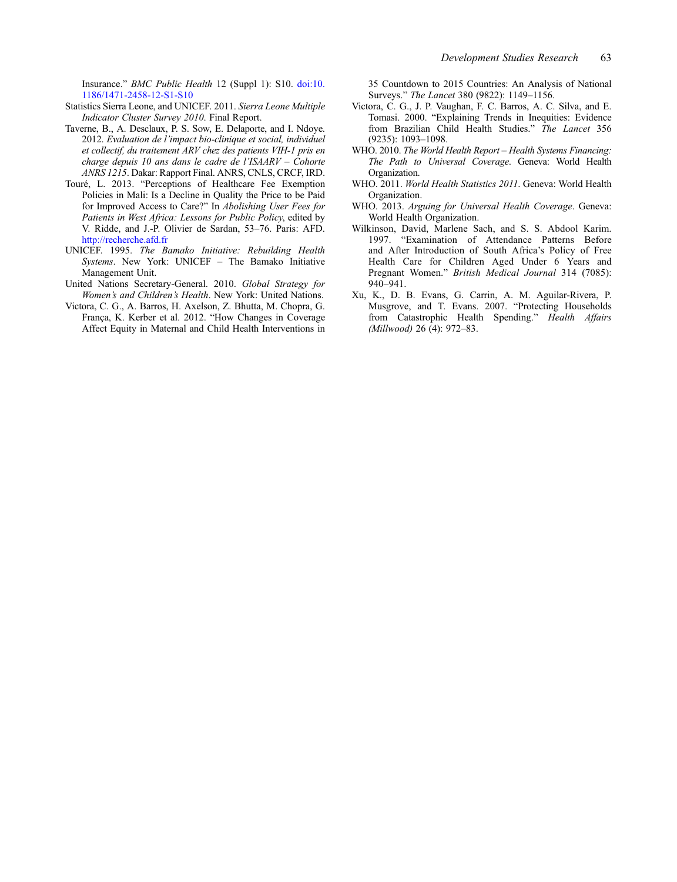Insurance." *BMC Public Health* 12 (Suppl 1): S10. doi:10.1186/1471-2458-12-S1-S10

Statistics Sierra Leone, and UNICEF. 2011. *Sierra Leone Multiple Indicator Cluster Survey 2010*. Final Report.

Taverne, B., A. Desclaux, P. S. Sow, E. Delaporte, and I. Ndoye. 2012. *Evaluation de l'impact bio-clinique et social, individuel et collectif, du traitement ARV chez des patients VIH-1 pris en charge depuis 10 ans dans le cadre de l'ISAARV – Cohorte ANRS 1215*. Dakar: Rapport Final. ANRS, CNLS, CRCF, IRD.

Touré, L. 2013. "Perceptions of Healthcare Fee Exemption Policies in Mali: Is a Decline in Quality the Price to be Paid for Improved Access to Care?" In *Abolishing User Fees for Patients in West Africa: Lessons for Public Policy*, edited by V. Ridde, and J.-P. Olivier de Sardan, 53–76. Paris: AFD. http://recherche.afd.fr

UNICEF. 1995. *The Bamako Initiative: Rebuilding Health Systems*. New York: UNICEF – The Bamako Initiative Management Unit.

United Nations Secretary-General. 2010. *Global Strategy for Women's and Children's Health*. New York: United Nations.

Victora, C. G., A. Barros, H. Axelson, Z. Bhutta, M. Chopra, G. França, K. Kerber et al. 2012. "How Changes in Coverage Affect Equity in Maternal and Child Health Interventions in 35 Countdown to 2015 Countries: An Analysis of National Surveys." *The Lancet* 380 (9822): 1149–1156.

Victora, C. G., J. P. Vaughan, F. C. Barros, A. C. Silva, and E. Tomasi. 2000. "Explaining Trends in Inequities: Evidence from Brazilian Child Health Studies." *The Lancet* 356 (9235): 1093–1098.

WHO. 2010. *The World Health Report – Health Systems Financing: The Path to Universal Coverage*. Geneva: World Health Organization.

WHO. 2011. *World Health Statistics 2011*. Geneva: World Health Organization.

WHO. 2013. *Arguing for Universal Health Coverage*. Geneva: World Health Organization.

Wilkinson, David, Marlene Sach, and S. S. Abdool Karim. 1997. "Examination of Attendance Patterns Before and After Introduction of South Africa's Policy of Free Health Care for Children Aged Under 6 Years and Pregnant Women." *British Medical Journal* 314 (7085): 940–941.

Xu, K., D. B. Evans, G. Carrin, A. M. Aguilar-Rivera, P. Musgrove, and T. Evans. 2007. "Protecting Households from Catastrophic Health Spending." *Health Affairs (Millwood)* 26 (4): 972–83.